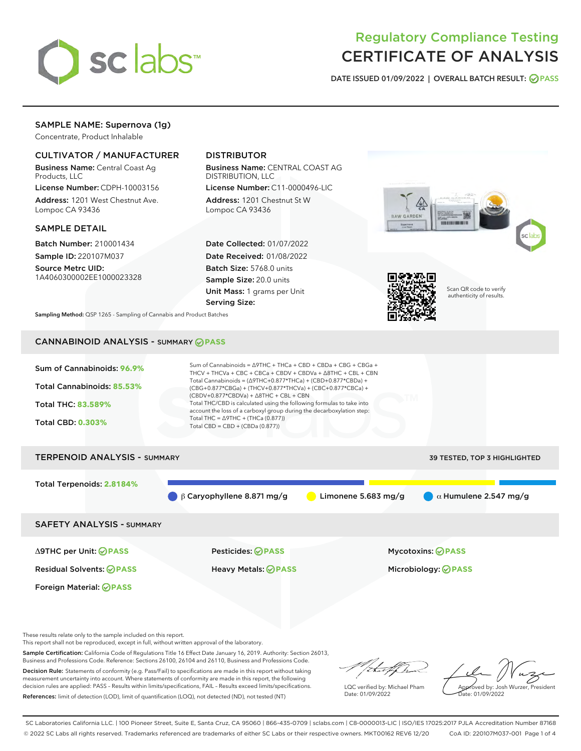# Regulatory Compliance Testing
# CERTIFICATE OF ANALYSIS

**DATE ISSUED** 01/09/2022 | **OVERALL BATCH RESULT:** PASS

## SAMPLE NAME: Supernova (1g)

Concentrate, Product Inhalable

### CULTIVATOR / MANUFACTURER

**Business Name:** Central Coast Ag Products, LLC

**License Number:** CDPH-10003156

**Address:** 1201 West Chestnut Ave. Lompoc CA 93436

### DISTRIBUTOR

**Business Name:** CENTRAL COAST AG DISTRIBUTION, LLC

**License Number:** C11-0000496-LIC

**Address:** 1201 Chestnut St W Lompoc CA 93436

### SAMPLE DETAIL

**Batch Number:** 210001434

**Sample ID:** 220107M037

**Source Metrc UID:** 1A4060300002EE1000023328

**Date Collected:** 01/07/2022

**Date Received:** 01/08/2022

**Batch Size:** 5768.0 units

**Sample Size:** 20.0 units

**Unit Mass:** 1 grams per Unit

**Serving Size:**

Scan QR code to verify authenticity of results.

**Sampling Method:** QSP 1265 - Sampling of Cannabis and Product Batches

## CANNABINOID ANALYSIS - SUMMARY PASS

**Sum of Cannabinoids:** 96.9%

**Total Cannabinoids:** 85.53%

**Total THC:** 83.589%

**Total CBD:** 0.303%

Sum of Cannabinoids = Δ9THC + THCa + CBD + CBDa + CBG + CBGa + THCV + THCVa + CBC + CBCa + CBDV + CBDVa + Δ8THC + CBL + CBN

Total Cannabinoids = (Δ9THC+0.877*THCa) + (CBD+0.877*CBDa) + (CBG+0.877*CBGa) + (THCV+0.877*THCVa) + (CBC+0.877*CBCa) + (CBDV+0.877*CBDVa) + Δ8THC + CBL + CBN

Total THC/CBD is calculated using the following formulas to take into account the loss of a carboxyl group during the decarboxylation step:

Total THC = Δ9THC + (THCa (0.877))

Total CBD = CBD + (CBDa (0.877))

## TERPENOID ANALYSIS - SUMMARY

39 TESTED, TOP 3 HIGHLIGHTED

**Total Terpenoids:** 2.8184%

β Caryophyllene 8.871 mg/g | Limonene 5.683 mg/g | α Humulene 2.547 mg/g

## SAFETY ANALYSIS - SUMMARY

| | | |
|---|---|---|
| Δ9THC per Unit: PASS | Pesticides: PASS | Mycotoxins: PASS |
| Residual Solvents: PASS | Heavy Metals: PASS | Microbiology: PASS |
| Foreign Material: PASS | | |

These results relate only to the sample included on this report.
This report shall not be reproduced, except in full, without written approval of the laboratory.

**Sample Certification:** California Code of Regulations Title 16 Effect Date January 16, 2019. Authority: Section 26013, Business and Professions Code. Reference: Sections 26100, 26104 and 26110, Business and Professions Code.

**Decision Rule:** Statements of conformity (e.g. Pass/Fail) to specifications are made in this report without taking measurement uncertainty into account. Where statements of conformity are made in this report, the following decision rules are applied: PASS - Results within limits/specifications, FAIL - Results exceed limits/specifications.

**References:** limit of detection (LOD), limit of quantification (LOQ), not detected (ND), not tested (NT)

LQC verified by: Michael Pham
Date: 01/09/2022

Approved by: Josh Wurzer, President
Date: 01/09/2022

SC Laboratories California LLC. | 100 Pioneer Street, Suite E, Santa Cruz, CA 95060 | 866-435-0709 | sclabs.com | C8-0000013-LIC | ISO/IES 17025:2017 PJLA Accreditation Number 87168
© 2022 SC Labs all rights reserved. Trademarks referenced are trademarks of either SC Labs or their respective owners. MKT00162 REV6 12/20 CoA ID: 220107M037-001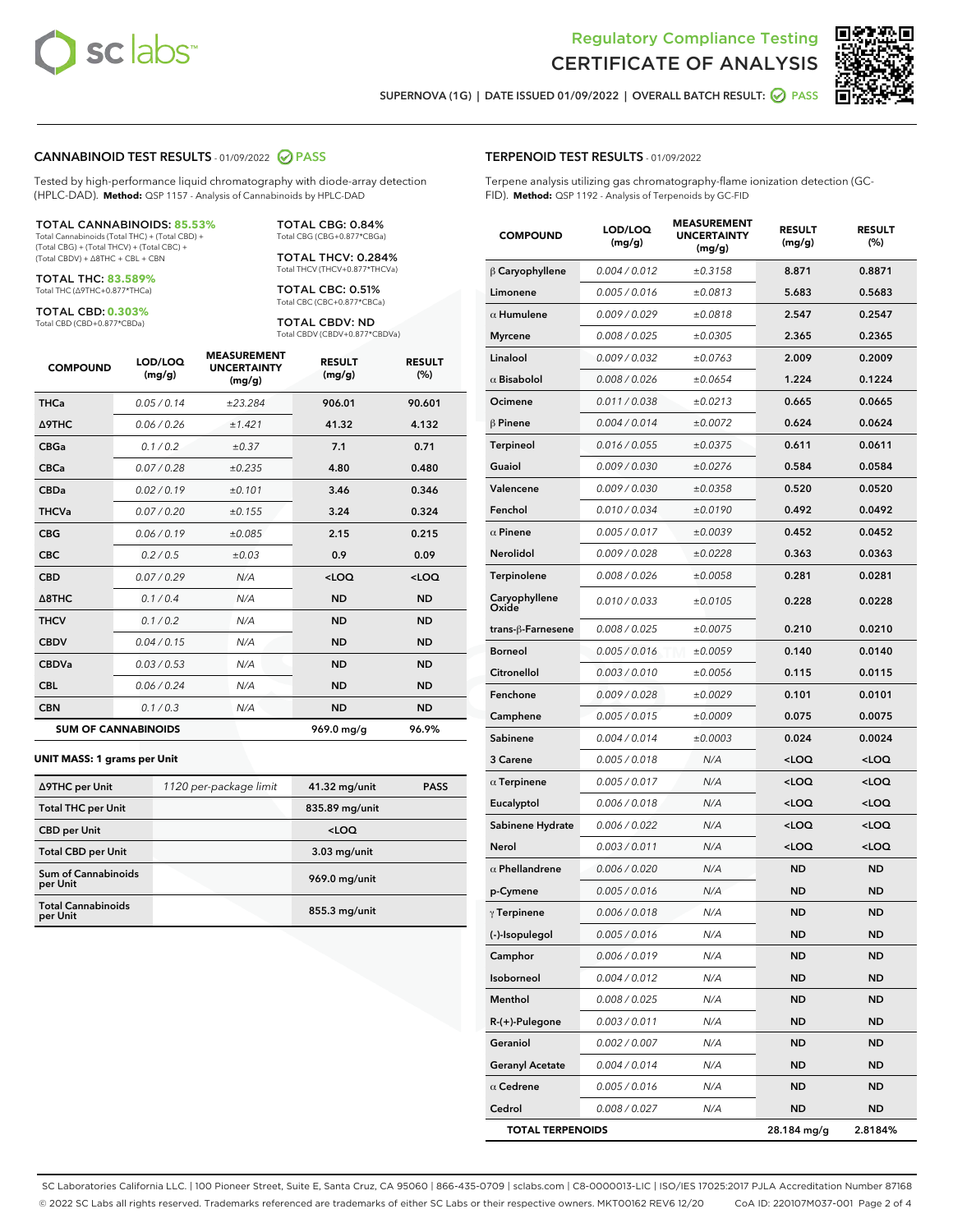# Regulatory Compliance Testing
# CERTIFICATE OF ANALYSIS

SUPERNOVA (1G) | DATE ISSUED 01/09/2022 | OVERALL BATCH RESULT: PASS

## CANNABINOID TEST RESULTS - 01/09/2022 PASS

Tested by high-performance liquid chromatography with diode-array detection (HPLC-DAD). **Method:** QSP 1157 - Analysis of Cannabinoids by HPLC-DAD

**TOTAL CANNABINOIDS: 85.53%**
Total Cannabinoids (Total THC) + (Total CBD) + (Total CBG) + (Total THCV) + (Total CBC) + (Total CBDV) + Δ8THC + CBL + CBN

**TOTAL THC: 83.589%**
Total THC (Δ9THC+0.877*THCa)

**TOTAL CBD: 0.303%**
Total CBD (CBD+0.877*CBDa)

**TOTAL CBG: 0.84%**
Total CBG (CBG+0.877*CBGa)

**TOTAL THCV: 0.284%**
Total THCV (THCV+0.877*THCVa)

**TOTAL CBC: 0.51%**
Total CBC (CBC+0.877*CBCa)

**TOTAL CBDV: ND**
Total CBDV (CBDV+0.877*CBDVa)

| COMPOUND | LOD/LOQ (mg/g) | MEASUREMENT UNCERTAINTY (mg/g) | RESULT (mg/g) | RESULT (%) |
|---|---|---|---|---|
| THCa | 0.05 / 0.14 | ±23.284 | 906.01 | 90.601 |
| Δ9THC | 0.06 / 0.26 | ±1.421 | 41.32 | 4.132 |
| CBGa | 0.1 / 0.2 | ±0.37 | 7.1 | 0.71 |
| CBCa | 0.07 / 0.28 | ±0.235 | 4.80 | 0.480 |
| CBDa | 0.02 / 0.19 | ±0.101 | 3.46 | 0.346 |
| THCVa | 0.07 / 0.20 | ±0.155 | 3.24 | 0.324 |
| CBG | 0.06 / 0.19 | ±0.085 | 2.15 | 0.215 |
| CBC | 0.2 / 0.5 | ±0.03 | 0.9 | 0.09 |
| CBD | 0.07 / 0.29 | N/A | <LOQ | <LOQ |
| Δ8THC | 0.1 / 0.4 | N/A | ND | ND |
| THCV | 0.1 / 0.2 | N/A | ND | ND |
| CBDV | 0.04 / 0.15 | N/A | ND | ND |
| CBDVa | 0.03 / 0.53 | N/A | ND | ND |
| CBL | 0.06 / 0.24 | N/A | ND | ND |
| CBN | 0.1 / 0.3 | N/A | ND | ND |
| **SUM OF CANNABINOIDS** | | | **969.0 mg/g** | **96.9%** |

### UNIT MASS: 1 grams per Unit

| | | | |
|---|---|---|---|
| Δ9THC per Unit | 1120 per-package limit | 41.32 mg/unit | PASS |
| Total THC per Unit | | 835.89 mg/unit | |
| CBD per Unit | | <LOQ | |
| Total CBD per Unit | | 3.03 mg/unit | |
| Sum of Cannabinoids per Unit | | 969.0 mg/unit | |
| Total Cannabinoids per Unit | | 855.3 mg/unit | |

## TERPENOID TEST RESULTS - 01/09/2022

Terpene analysis utilizing gas chromatography-flame ionization detection (GC-FID). **Method:** QSP 1192 - Analysis of Terpenoids by GC-FID

| COMPOUND | LOD/LOQ (mg/g) | MEASUREMENT UNCERTAINTY (mg/g) | RESULT (mg/g) | RESULT (%) |
|---|---|---|---|---|
| β Caryophyllene | 0.004 / 0.012 | ±0.3158 | 8.871 | 0.8871 |
| Limonene | 0.005 / 0.016 | ±0.0813 | 5.683 | 0.5683 |
| α Humulene | 0.009 / 0.029 | ±0.0818 | 2.547 | 0.2547 |
| Myrcene | 0.008 / 0.025 | ±0.0305 | 2.365 | 0.2365 |
| Linalool | 0.009 / 0.032 | ±0.0763 | 2.009 | 0.2009 |
| α Bisabolol | 0.008 / 0.026 | ±0.0654 | 1.224 | 0.1224 |
| Ocimene | 0.011 / 0.038 | ±0.0213 | 0.665 | 0.0665 |
| β Pinene | 0.004 / 0.014 | ±0.0072 | 0.624 | 0.0624 |
| Terpineol | 0.016 / 0.055 | ±0.0375 | 0.611 | 0.0611 |
| Guaiol | 0.009 / 0.030 | ±0.0276 | 0.584 | 0.0584 |
| Valencene | 0.009 / 0.030 | ±0.0358 | 0.520 | 0.0520 |
| Fenchol | 0.010 / 0.034 | ±0.0190 | 0.492 | 0.0492 |
| α Pinene | 0.005 / 0.017 | ±0.0039 | 0.452 | 0.0452 |
| Nerolidol | 0.009 / 0.028 | ±0.0228 | 0.363 | 0.0363 |
| Terpinolene | 0.008 / 0.026 | ±0.0058 | 0.281 | 0.0281 |
| Caryophyllene Oxide | 0.010 / 0.033 | ±0.0105 | 0.228 | 0.0228 |
| trans-β-Farnesene | 0.008 / 0.025 | ±0.0075 | 0.210 | 0.0210 |
| Borneol | 0.005 / 0.016 | ±0.0059 | 0.140 | 0.0140 |
| Citronellol | 0.003 / 0.010 | ±0.0056 | 0.115 | 0.0115 |
| Fenchone | 0.009 / 0.028 | ±0.0029 | 0.101 | 0.0101 |
| Camphene | 0.005 / 0.015 | ±0.0009 | 0.075 | 0.0075 |
| Sabinene | 0.004 / 0.014 | ±0.0003 | 0.024 | 0.0024 |
| 3 Carene | 0.005 / 0.018 | N/A | <LOQ | <LOQ |
| α Terpinene | 0.005 / 0.017 | N/A | <LOQ | <LOQ |
| Eucalyptol | 0.006 / 0.018 | N/A | <LOQ | <LOQ |
| Sabinene Hydrate | 0.006 / 0.022 | N/A | <LOQ | <LOQ |
| Nerol | 0.003 / 0.011 | N/A | <LOQ | <LOQ |
| α Phellandrene | 0.006 / 0.020 | N/A | ND | ND |
| p-Cymene | 0.005 / 0.016 | N/A | ND | ND |
| γ Terpinene | 0.006 / 0.018 | N/A | ND | ND |
| (-)-Isopulegol | 0.005 / 0.016 | N/A | ND | ND |
| Camphor | 0.006 / 0.019 | N/A | ND | ND |
| Isoborneol | 0.004 / 0.012 | N/A | ND | ND |
| Menthol | 0.008 / 0.025 | N/A | ND | ND |
| R-(+)-Pulegone | 0.003 / 0.011 | N/A | ND | ND |
| Geraniol | 0.002 / 0.007 | N/A | ND | ND |
| Geranyl Acetate | 0.004 / 0.014 | N/A | ND | ND |
| α Cedrene | 0.005 / 0.016 | N/A | ND | ND |
| Cedrol | 0.008 / 0.027 | N/A | ND | ND |
| **TOTAL TERPENOIDS** | | | **28.184 mg/g** | **2.8184%** |

SC Laboratories California LLC. | 100 Pioneer Street, Suite E, Santa Cruz, CA 95060 | 866-435-0709 | sclabs.com | C8-0000013-LIC | ISO/IES 17025:2017 PJLA Accreditation Number 87168
© 2022 SC Labs all rights reserved. Trademarks referenced are trademarks of either SC Labs or their respective owners. MKT00162 REV6 12/20 CoA ID: 220107M037-001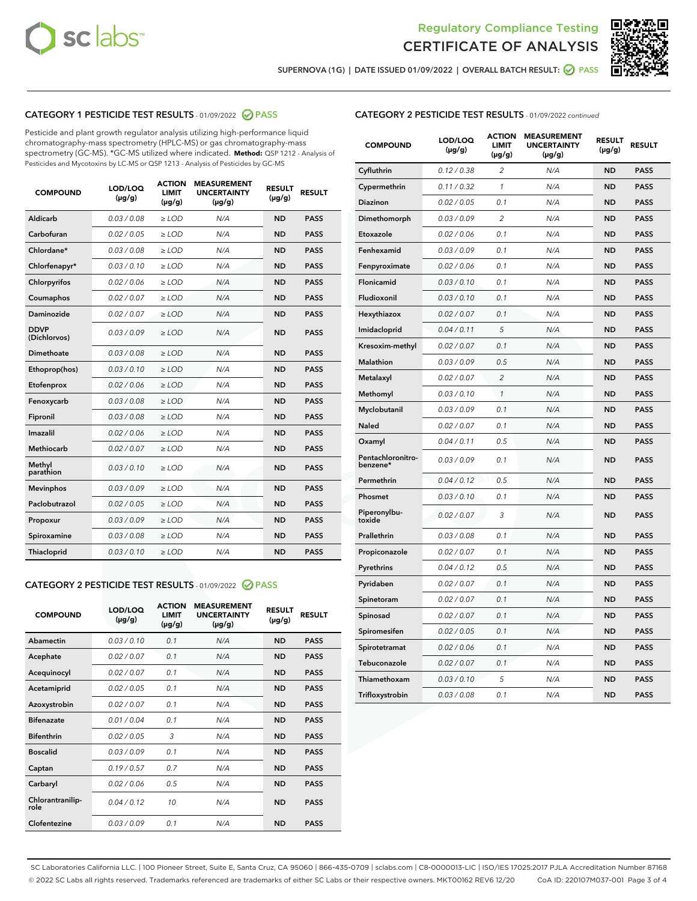Regulatory Compliance Testing
CERTIFICATE OF ANALYSIS

SUPERNOVA (1G) | DATE ISSUED 01/09/2022 | OVERALL BATCH RESULT: PASS

## CATEGORY 1 PESTICIDE TEST RESULTS - 01/09/2022 PASS

Pesticide and plant growth regulator analysis utilizing high-performance liquid chromatography-mass spectrometry (HPLC-MS) or gas chromatography-mass spectrometry (GC-MS). *GC-MS utilized where indicated. **Method:** QSP 1212 - Analysis of Pesticides and Mycotoxins by LC-MS or QSP 1213 - Analysis of Pesticides by GC-MS

| COMPOUND | LOD/LOQ (µg/g) | ACTION LIMIT (µg/g) | MEASUREMENT UNCERTAINTY (µg/g) | RESULT (µg/g) | RESULT |
|---|---|---|---|---|---|
| Aldicarb | 0.03 / 0.08 | ≥ LOD | N/A | ND | PASS |
| Carbofuran | 0.02 / 0.05 | ≥ LOD | N/A | ND | PASS |
| Chlordane* | 0.03 / 0.08 | ≥ LOD | N/A | ND | PASS |
| Chlorfenapyr* | 0.03 / 0.10 | ≥ LOD | N/A | ND | PASS |
| Chlorpyrifos | 0.02 / 0.06 | ≥ LOD | N/A | ND | PASS |
| Coumaphos | 0.02 / 0.07 | ≥ LOD | N/A | ND | PASS |
| Daminozide | 0.02 / 0.07 | ≥ LOD | N/A | ND | PASS |
| DDVP (Dichlorvos) | 0.03 / 0.09 | ≥ LOD | N/A | ND | PASS |
| Dimethoate | 0.03 / 0.08 | ≥ LOD | N/A | ND | PASS |
| Ethoprop(hos) | 0.03 / 0.10 | ≥ LOD | N/A | ND | PASS |
| Etofenprox | 0.02 / 0.06 | ≥ LOD | N/A | ND | PASS |
| Fenoxycarb | 0.03 / 0.08 | ≥ LOD | N/A | ND | PASS |
| Fipronil | 0.03 / 0.08 | ≥ LOD | N/A | ND | PASS |
| Imazalil | 0.02 / 0.06 | ≥ LOD | N/A | ND | PASS |
| Methiocarb | 0.02 / 0.07 | ≥ LOD | N/A | ND | PASS |
| Methyl parathion | 0.03 / 0.10 | ≥ LOD | N/A | ND | PASS |
| Mevinphos | 0.03 / 0.09 | ≥ LOD | N/A | ND | PASS |
| Paclobutrazol | 0.02 / 0.05 | ≥ LOD | N/A | ND | PASS |
| Propoxur | 0.03 / 0.09 | ≥ LOD | N/A | ND | PASS |
| Spiroxamine | 0.03 / 0.08 | ≥ LOD | N/A | ND | PASS |
| Thiacloprid | 0.03 / 0.10 | ≥ LOD | N/A | ND | PASS |

## CATEGORY 2 PESTICIDE TEST RESULTS - 01/09/2022 PASS

| COMPOUND | LOD/LOQ (µg/g) | ACTION LIMIT (µg/g) | MEASUREMENT UNCERTAINTY (µg/g) | RESULT (µg/g) | RESULT |
|---|---|---|---|---|---|
| Abamectin | 0.03 / 0.10 | 0.1 | N/A | ND | PASS |
| Acephate | 0.02 / 0.07 | 0.1 | N/A | ND | PASS |
| Acequinocyl | 0.02 / 0.07 | 0.1 | N/A | ND | PASS |
| Acetamiprid | 0.02 / 0.05 | 0.1 | N/A | ND | PASS |
| Azoxystrobin | 0.02 / 0.07 | 0.1 | N/A | ND | PASS |
| Bifenazate | 0.01 / 0.04 | 0.1 | N/A | ND | PASS |
| Bifenthrin | 0.02 / 0.05 | 3 | N/A | ND | PASS |
| Boscalid | 0.03 / 0.09 | 0.1 | N/A | ND | PASS |
| Captan | 0.19 / 0.57 | 0.7 | N/A | ND | PASS |
| Carbaryl | 0.02 / 0.06 | 0.5 | N/A | ND | PASS |
| Chlorantraniliprole | 0.04 / 0.12 | 10 | N/A | ND | PASS |
| Clofentezine | 0.03 / 0.09 | 0.1 | N/A | ND | PASS |
| Cyfluthrin | 0.12 / 0.38 | 2 | N/A | ND | PASS |
| Cypermethrin | 0.11 / 0.32 | 1 | N/A | ND | PASS |
| Diazinon | 0.02 / 0.05 | 0.1 | N/A | ND | PASS |
| Dimethomorph | 0.03 / 0.09 | 2 | N/A | ND | PASS |
| Etoxazole | 0.02 / 0.06 | 0.1 | N/A | ND | PASS |
| Fenhexamid | 0.03 / 0.09 | 0.1 | N/A | ND | PASS |
| Fenpyroximate | 0.02 / 0.06 | 0.1 | N/A | ND | PASS |
| Flonicamid | 0.03 / 0.10 | 0.1 | N/A | ND | PASS |
| Fludioxonil | 0.03 / 0.10 | 0.1 | N/A | ND | PASS |
| Hexythiazox | 0.02 / 0.07 | 0.1 | N/A | ND | PASS |
| Imidacloprid | 0.04 / 0.11 | 5 | N/A | ND | PASS |
| Kresoxim-methyl | 0.02 / 0.07 | 0.1 | N/A | ND | PASS |
| Malathion | 0.03 / 0.09 | 0.5 | N/A | ND | PASS |
| Metalaxyl | 0.02 / 0.07 | 2 | N/A | ND | PASS |
| Methomyl | 0.03 / 0.10 | 1 | N/A | ND | PASS |
| Myclobutanil | 0.03 / 0.09 | 0.1 | N/A | ND | PASS |
| Naled | 0.02 / 0.07 | 0.1 | N/A | ND | PASS |
| Oxamyl | 0.04 / 0.11 | 0.5 | N/A | ND | PASS |
| Pentachloronitrobenzene* | 0.03 / 0.09 | 0.1 | N/A | ND | PASS |
| Permethrin | 0.04 / 0.12 | 0.5 | N/A | ND | PASS |
| Phosmet | 0.03 / 0.10 | 0.1 | N/A | ND | PASS |
| Piperonylbutoxide | 0.02 / 0.07 | 3 | N/A | ND | PASS |
| Prallethrin | 0.03 / 0.08 | 0.1 | N/A | ND | PASS |
| Propiconazole | 0.02 / 0.07 | 0.1 | N/A | ND | PASS |
| Pyrethrins | 0.04 / 0.12 | 0.5 | N/A | ND | PASS |
| Pyridaben | 0.02 / 0.07 | 0.1 | N/A | ND | PASS |
| Spinetoram | 0.02 / 0.07 | 0.1 | N/A | ND | PASS |
| Spinosad | 0.02 / 0.07 | 0.1 | N/A | ND | PASS |
| Spiromesifen | 0.02 / 0.05 | 0.1 | N/A | ND | PASS |
| Spirotetramat | 0.02 / 0.06 | 0.1 | N/A | ND | PASS |
| Tebuconazole | 0.02 / 0.07 | 0.1 | N/A | ND | PASS |
| Thiamethoxam | 0.03 / 0.10 | 5 | N/A | ND | PASS |
| Trifloxystrobin | 0.03 / 0.08 | 0.1 | N/A | ND | PASS |

SC Laboratories California LLC. | 100 Pioneer Street, Suite E, Santa Cruz, CA 95060 | 866-435-0709 | sclabs.com | C8-0000013-LIC | ISO/IES 17025:2017 PJLA Accreditation Number 87168
© 2022 SC Labs all rights reserved. Trademarks referenced are trademarks of either SC Labs or their respective owners. MKT00162 REV6 12/20 CoA ID: 220107M037-001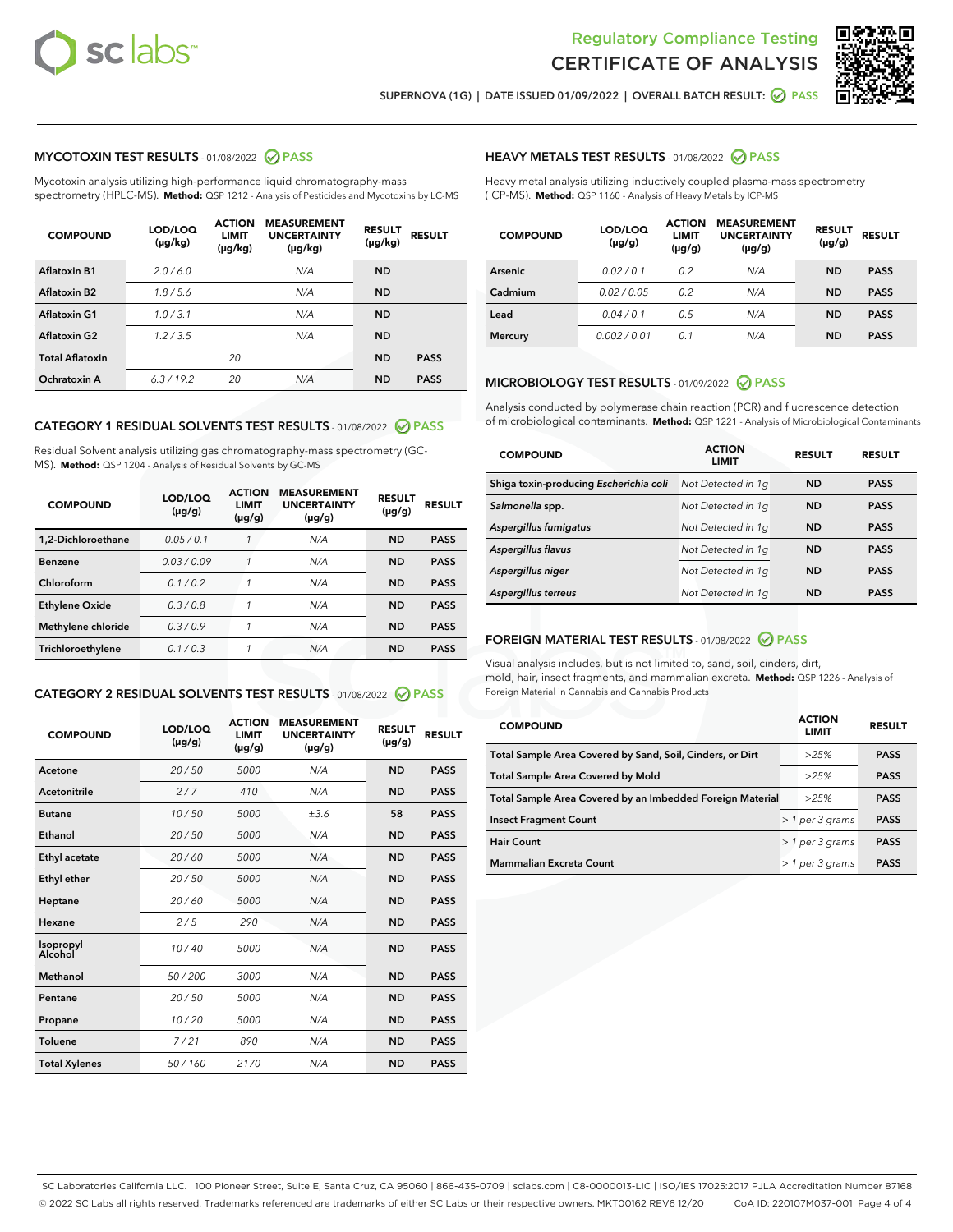Regulatory Compliance Testing
CERTIFICATE OF ANALYSIS

SUPERNOVA (1G) | DATE ISSUED 01/09/2022 | OVERALL BATCH RESULT: PASS

## MYCOTOXIN TEST RESULTS - 01/08/2022 PASS

Mycotoxin analysis utilizing high-performance liquid chromatography-mass spectrometry (HPLC-MS). **Method:** QSP 1212 - Analysis of Pesticides and Mycotoxins by LC-MS

| COMPOUND | LOD/LOQ (μg/kg) | ACTION LIMIT (μg/kg) | MEASUREMENT UNCERTAINTY (μg/kg) | RESULT (μg/kg) | RESULT |
|---|---|---|---|---|---|
| Aflatoxin B1 | 2.0 / 6.0 | | N/A | ND | |
| Aflatoxin B2 | 1.8 / 5.6 | | N/A | ND | |
| Aflatoxin G1 | 1.0 / 3.1 | | N/A | ND | |
| Aflatoxin G2 | 1.2 / 3.5 | | N/A | ND | |
| Total Aflatoxin | | 20 | | ND | PASS |
| Ochratoxin A | 6.3 / 19.2 | 20 | N/A | ND | PASS |

## CATEGORY 1 RESIDUAL SOLVENTS TEST RESULTS - 01/08/2022 PASS

Residual Solvent analysis utilizing gas chromatography-mass spectrometry (GC-MS). **Method:** QSP 1204 - Analysis of Residual Solvents by GC-MS

| COMPOUND | LOD/LOQ (μg/g) | ACTION LIMIT (μg/g) | MEASUREMENT UNCERTAINTY (μg/g) | RESULT (μg/g) | RESULT |
|---|---|---|---|---|---|
| 1,2-Dichloroethane | 0.05 / 0.1 | 1 | N/A | ND | PASS |
| Benzene | 0.03 / 0.09 | 1 | N/A | ND | PASS |
| Chloroform | 0.1 / 0.2 | 1 | N/A | ND | PASS |
| Ethylene Oxide | 0.3 / 0.8 | 1 | N/A | ND | PASS |
| Methylene chloride | 0.3 / 0.9 | 1 | N/A | ND | PASS |
| Trichloroethylene | 0.1 / 0.3 | 1 | N/A | ND | PASS |

## CATEGORY 2 RESIDUAL SOLVENTS TEST RESULTS - 01/08/2022 PASS

| COMPOUND | LOD/LOQ (μg/g) | ACTION LIMIT (μg/g) | MEASUREMENT UNCERTAINTY (μg/g) | RESULT (μg/g) | RESULT |
|---|---|---|---|---|---|
| Acetone | 20 / 50 | 5000 | N/A | ND | PASS |
| Acetonitrile | 2 / 7 | 410 | N/A | ND | PASS |
| Butane | 10 / 50 | 5000 | ±3.6 | 58 | PASS |
| Ethanol | 20 / 50 | 5000 | N/A | ND | PASS |
| Ethyl acetate | 20 / 60 | 5000 | N/A | ND | PASS |
| Ethyl ether | 20 / 50 | 5000 | N/A | ND | PASS |
| Heptane | 20 / 60 | 5000 | N/A | ND | PASS |
| Hexane | 2 / 5 | 290 | N/A | ND | PASS |
| Isopropyl Alcohol | 10 / 40 | 5000 | N/A | ND | PASS |
| Methanol | 50 / 200 | 3000 | N/A | ND | PASS |
| Pentane | 20 / 50 | 5000 | N/A | ND | PASS |
| Propane | 10 / 20 | 5000 | N/A | ND | PASS |
| Toluene | 7 / 21 | 890 | N/A | ND | PASS |
| Total Xylenes | 50 / 160 | 2170 | N/A | ND | PASS |

## HEAVY METALS TEST RESULTS - 01/08/2022 PASS

Heavy metal analysis utilizing inductively coupled plasma-mass spectrometry (ICP-MS). **Method:** QSP 1160 - Analysis of Heavy Metals by ICP-MS

| COMPOUND | LOD/LOQ (μg/g) | ACTION LIMIT (μg/g) | MEASUREMENT UNCERTAINTY (μg/g) | RESULT (μg/g) | RESULT |
|---|---|---|---|---|---|
| Arsenic | 0.02 / 0.1 | 0.2 | N/A | ND | PASS |
| Cadmium | 0.02 / 0.05 | 0.2 | N/A | ND | PASS |
| Lead | 0.04 / 0.1 | 0.5 | N/A | ND | PASS |
| Mercury | 0.002 / 0.01 | 0.1 | N/A | ND | PASS |

## MICROBIOLOGY TEST RESULTS - 01/09/2022 PASS

Analysis conducted by polymerase chain reaction (PCR) and fluorescence detection of microbiological contaminants. **Method:** QSP 1221 - Analysis of Microbiological Contaminants

| COMPOUND | ACTION LIMIT | RESULT | RESULT |
|---|---|---|---|
| Shiga toxin-producing *Escherichia coli* | Not Detected in 1g | ND | PASS |
| *Salmonella* spp. | Not Detected in 1g | ND | PASS |
| *Aspergillus fumigatus* | Not Detected in 1g | ND | PASS |
| *Aspergillus flavus* | Not Detected in 1g | ND | PASS |
| *Aspergillus niger* | Not Detected in 1g | ND | PASS |
| *Aspergillus terreus* | Not Detected in 1g | ND | PASS |

## FOREIGN MATERIAL TEST RESULTS - 01/08/2022 PASS

Visual analysis includes, but is not limited to, sand, soil, cinders, dirt, mold, hair, insect fragments, and mammalian excreta. **Method:** QSP 1226 - Analysis of Foreign Material in Cannabis and Cannabis Products

| COMPOUND | ACTION LIMIT | RESULT |
|---|---|---|
| Total Sample Area Covered by Sand, Soil, Cinders, or Dirt | >25% | PASS |
| Total Sample Area Covered by Mold | >25% | PASS |
| Total Sample Area Covered by an Imbedded Foreign Material | >25% | PASS |
| Insect Fragment Count | > 1 per 3 grams | PASS |
| Hair Count | > 1 per 3 grams | PASS |
| Mammalian Excreta Count | > 1 per 3 grams | PASS |

SC Laboratories California LLC. | 100 Pioneer Street, Suite E, Santa Cruz, CA 95060 | 866-435-0709 | sclabs.com | C8-0000013-LIC | ISO/IES 17025:2017 PJLA Accreditation Number 87168
© 2022 SC Labs all rights reserved. Trademarks referenced are trademarks of either SC Labs or their respective owners. MKT00162 REV6 12/20 CoA ID: 220107M037-001